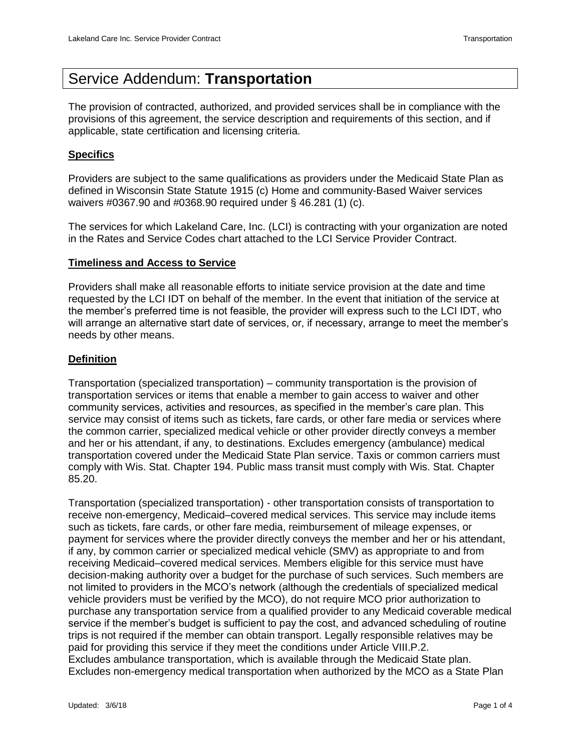# Service Addendum: **Transportation**

The provision of contracted, authorized, and provided services shall be in compliance with the provisions of this agreement, the service description and requirements of this section, and if applicable, state certification and licensing criteria.

## Specifics

Providers are subject to the same qualifications as providers under the Medicaid State Plan as defined in Wisconsin State Statute 1915 (c) Home and community-Based Waiver services waivers #0367.90 and #0368.90 required under § 46.281 (1) (c).

The services for which Lakeland Care, Inc. (LCI) is contracting with your organization are noted in the Rates and Service Codes chart attached to the LCI Service Provider Contract.

## Timeliness and Access to Service

Providers shall make all reasonable efforts to initiate service provision at the date and time requested by the LCI IDT on behalf of the member. In the event that initiation of the service at the member's preferred time is not feasible, the provider will express such to the LCI IDT, who will arrange an alternative start date of services, or, if necessary, arrange to meet the member's needs by other means.

## Definition

Transportation (specialized transportation) – community transportation is the provision of transportation services or items that enable a member to gain access to waiver and other community services, activities and resources, as specified in the member's care plan. This service may consist of items such as tickets, fare cards, or other fare media or services where the common carrier, specialized medical vehicle or other provider directly conveys a member and her or his attendant, if any, to destinations. Excludes emergency (ambulance) medical transportation covered under the Medicaid State Plan service. Taxis or common carriers must comply with Wis. Stat. Chapter 194. Public mass transit must comply with Wis. Stat. Chapter 85.20.

Transportation (specialized transportation) - other transportation consists of transportation to receive non-emergency, Medicaid–covered medical services. This service may include items such as tickets, fare cards, or other fare media, reimbursement of mileage expenses, or payment for services where the provider directly conveys the member and her or his attendant, if any, by common carrier or specialized medical vehicle (SMV) as appropriate to and from receiving Medicaid–covered medical services. Members eligible for this service must have decision-making authority over a budget for the purchase of such services. Such members are not limited to providers in the MCO's network (although the credentials of specialized medical vehicle providers must be verified by the MCO), do not require MCO prior authorization to purchase any transportation service from a qualified provider to any Medicaid coverable medical service if the member's budget is sufficient to pay the cost, and advanced scheduling of routine trips is not required if the member can obtain transport. Legally responsible relatives may be paid for providing this service if they meet the conditions under Article VIII.P.2.
Excludes ambulance transportation, which is available through the Medicaid State plan.
Excludes non-emergency medical transportation when authorized by the MCO as a State Plan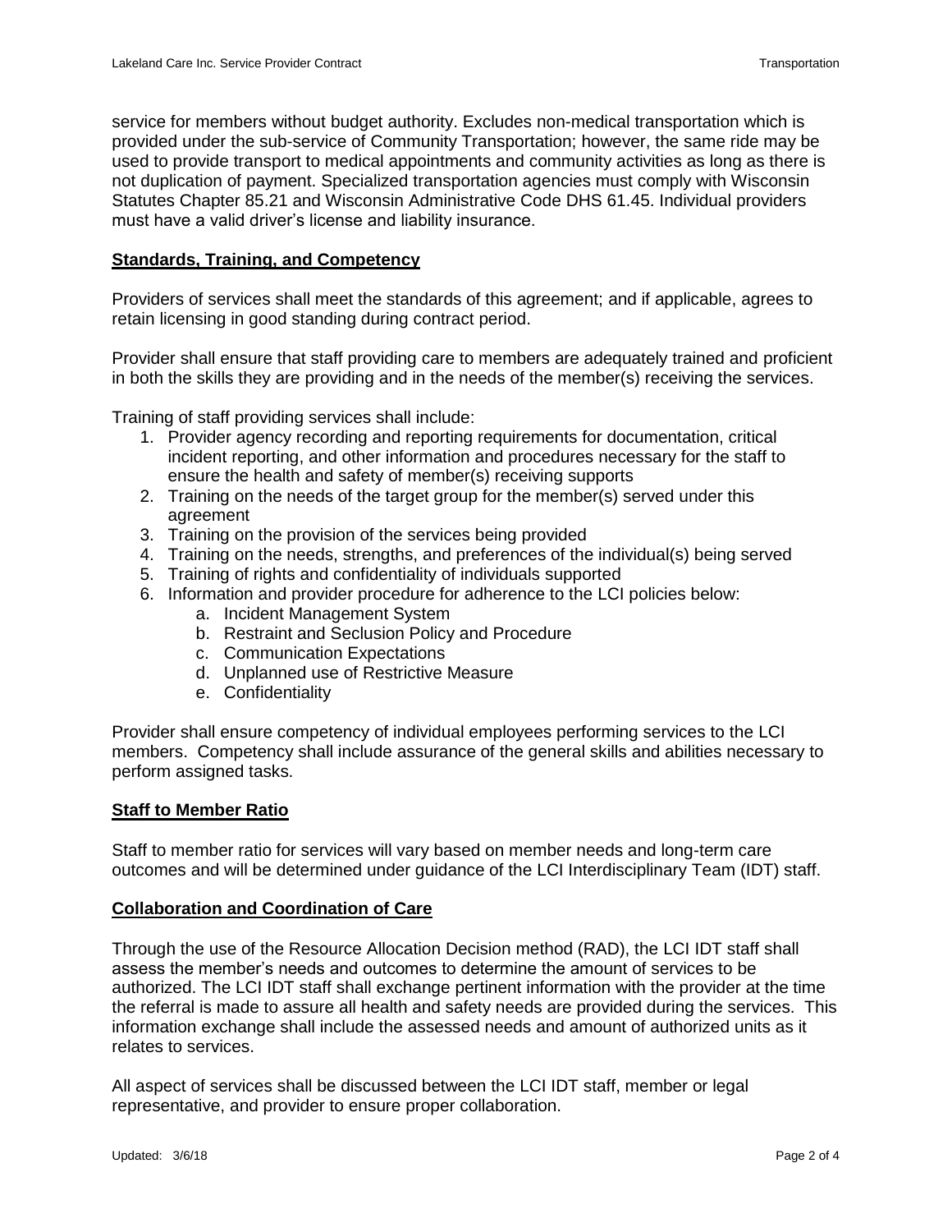service for members without budget authority. Excludes non-medical transportation which is provided under the sub-service of Community Transportation; however, the same ride may be used to provide transport to medical appointments and community activities as long as there is not duplication of payment. Specialized transportation agencies must comply with Wisconsin Statutes Chapter 85.21 and Wisconsin Administrative Code DHS 61.45. Individual providers must have a valid driver's license and liability insurance.

**Standards, Training, and Competency**

Providers of services shall meet the standards of this agreement; and if applicable, agrees to retain licensing in good standing during contract period.

Provider shall ensure that staff providing care to members are adequately trained and proficient in both the skills they are providing and in the needs of the member(s) receiving the services.

Training of staff providing services shall include:

1. Provider agency recording and reporting requirements for documentation, critical incident reporting, and other information and procedures necessary for the staff to ensure the health and safety of member(s) receiving supports
2. Training on the needs of the target group for the member(s) served under this agreement
3. Training on the provision of the services being provided
4. Training on the needs, strengths, and preferences of the individual(s) being served
5. Training of rights and confidentiality of individuals supported
6. Information and provider procedure for adherence to the LCI policies below:
   a. Incident Management System
   b. Restraint and Seclusion Policy and Procedure
   c. Communication Expectations
   d. Unplanned use of Restrictive Measure
   e. Confidentiality

Provider shall ensure competency of individual employees performing services to the LCI members. Competency shall include assurance of the general skills and abilities necessary to perform assigned tasks.

**Staff to Member Ratio**

Staff to member ratio for services will vary based on member needs and long-term care outcomes and will be determined under guidance of the LCI Interdisciplinary Team (IDT) staff.

**Collaboration and Coordination of Care**

Through the use of the Resource Allocation Decision method (RAD), the LCI IDT staff shall assess the member's needs and outcomes to determine the amount of services to be authorized. The LCI IDT staff shall exchange pertinent information with the provider at the time the referral is made to assure all health and safety needs are provided during the services. This information exchange shall include the assessed needs and amount of authorized units as it relates to services.

All aspect of services shall be discussed between the LCI IDT staff, member or legal representative, and provider to ensure proper collaboration.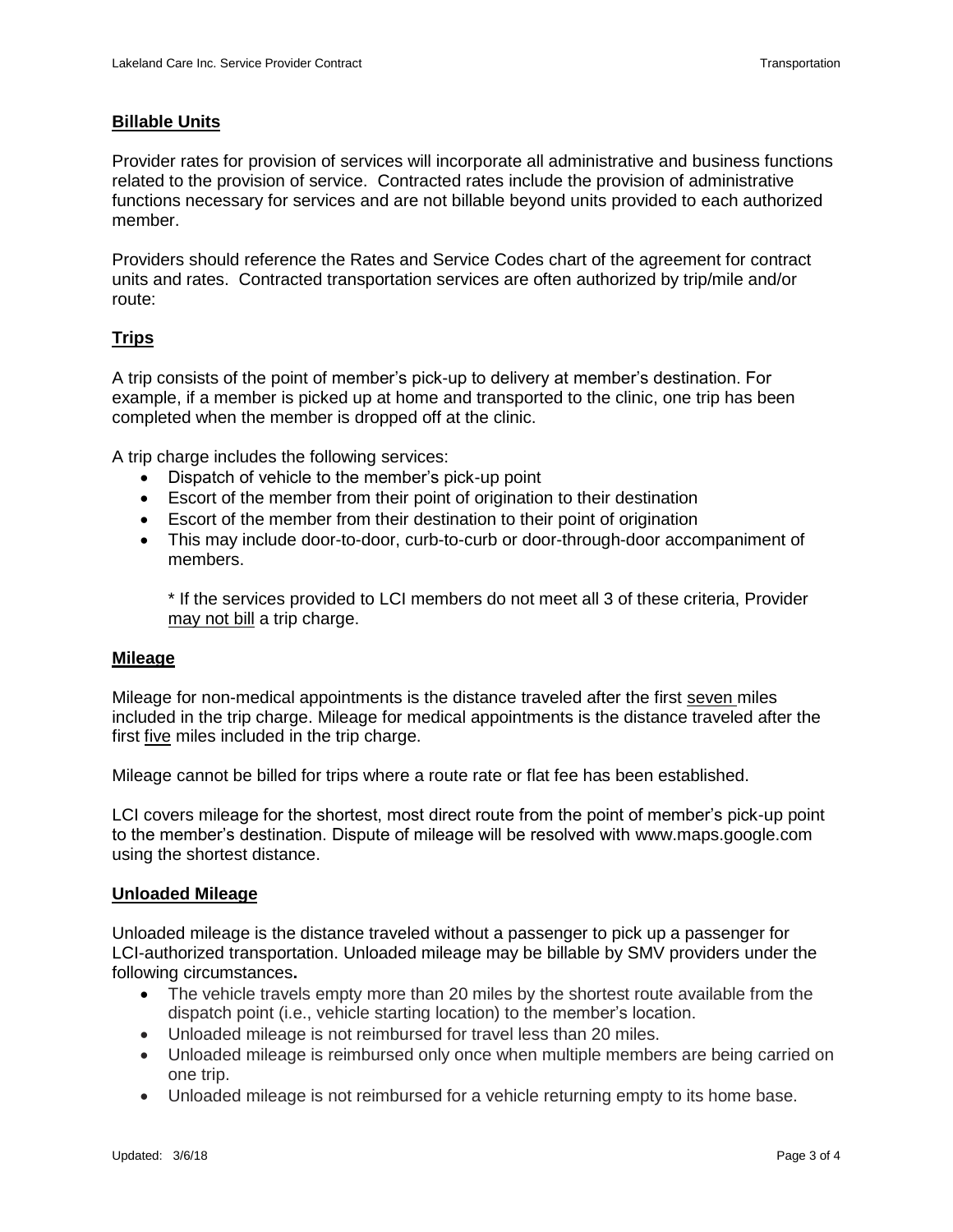## Billable Units

Provider rates for provision of services will incorporate all administrative and business functions related to the provision of service. Contracted rates include the provision of administrative functions necessary for services and are not billable beyond units provided to each authorized member.

Providers should reference the Rates and Service Codes chart of the agreement for contract units and rates. Contracted transportation services are often authorized by trip/mile and/or route:

## Trips

A trip consists of the point of member's pick-up to delivery at member's destination. For example, if a member is picked up at home and transported to the clinic, one trip has been completed when the member is dropped off at the clinic.

A trip charge includes the following services:

- Dispatch of vehicle to the member's pick-up point
- Escort of the member from their point of origination to their destination
- Escort of the member from their destination to their point of origination
- This may include door-to-door, curb-to-curb or door-through-door accompaniment of members.

  * If the services provided to LCI members do not meet all 3 of these criteria, Provider may not bill a trip charge.

### Mileage

Mileage for non-medical appointments is the distance traveled after the first seven miles included in the trip charge. Mileage for medical appointments is the distance traveled after the first five miles included in the trip charge.

Mileage cannot be billed for trips where a route rate or flat fee has been established.

LCI covers mileage for the shortest, most direct route from the point of member's pick-up point to the member's destination. Dispute of mileage will be resolved with www.maps.google.com using the shortest distance.

### Unloaded Mileage

Unloaded mileage is the distance traveled without a passenger to pick up a passenger for LCI-authorized transportation. Unloaded mileage may be billable by SMV providers under the following circumstances**.**

- The vehicle travels empty more than 20 miles by the shortest route available from the dispatch point (i.e., vehicle starting location) to the member's location.
- Unloaded mileage is not reimbursed for travel less than 20 miles.
- Unloaded mileage is reimbursed only once when multiple members are being carried on one trip.
- Unloaded mileage is not reimbursed for a vehicle returning empty to its home base.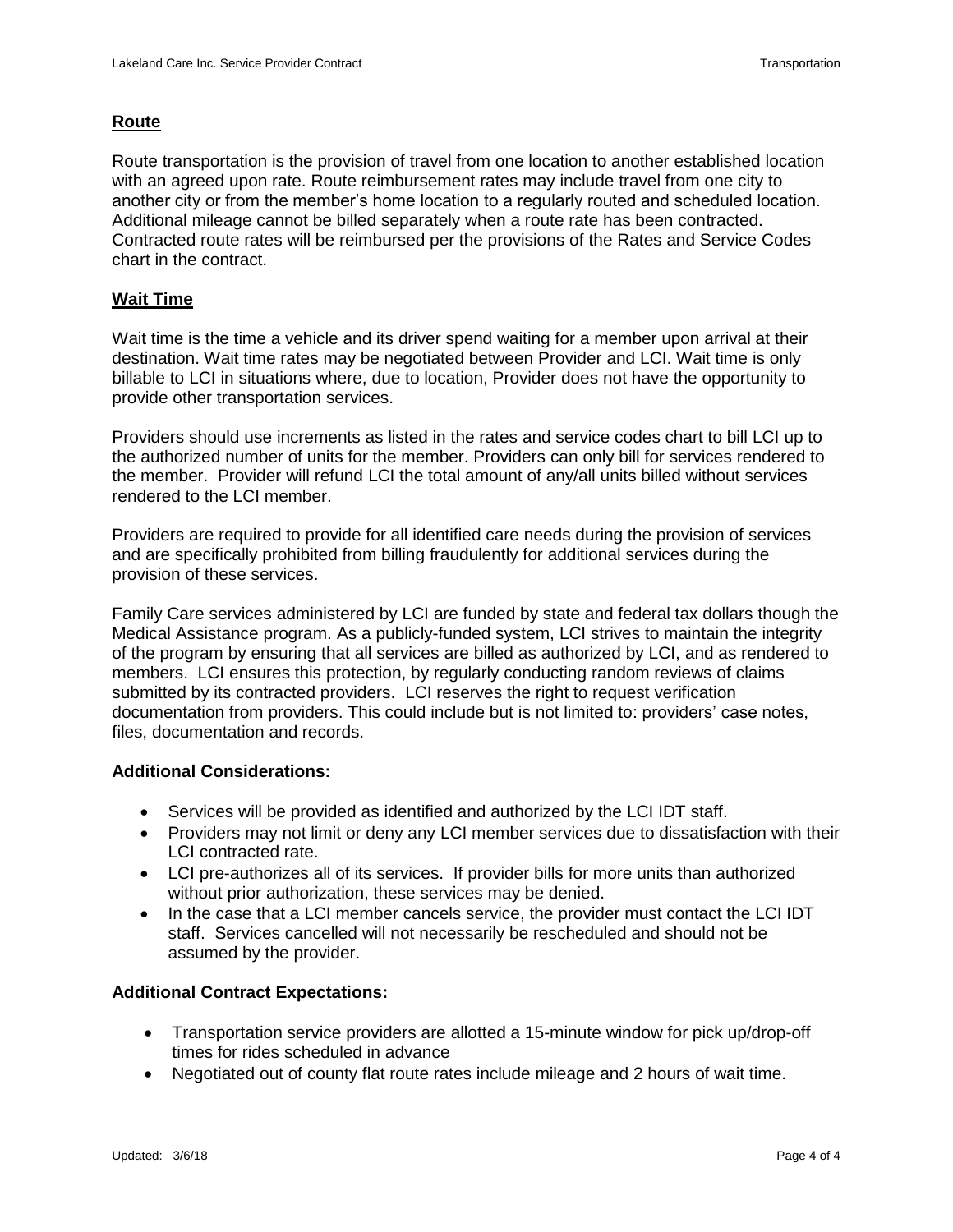## Route

Route transportation is the provision of travel from one location to another established location with an agreed upon rate. Route reimbursement rates may include travel from one city to another city or from the member's home location to a regularly routed and scheduled location. Additional mileage cannot be billed separately when a route rate has been contracted. Contracted route rates will be reimbursed per the provisions of the Rates and Service Codes chart in the contract.

## Wait Time

Wait time is the time a vehicle and its driver spend waiting for a member upon arrival at their destination. Wait time rates may be negotiated between Provider and LCI. Wait time is only billable to LCI in situations where, due to location, Provider does not have the opportunity to provide other transportation services.

Providers should use increments as listed in the rates and service codes chart to bill LCI up to the authorized number of units for the member. Providers can only bill for services rendered to the member. Provider will refund LCI the total amount of any/all units billed without services rendered to the LCI member.

Providers are required to provide for all identified care needs during the provision of services and are specifically prohibited from billing fraudulently for additional services during the provision of these services.

Family Care services administered by LCI are funded by state and federal tax dollars though the Medical Assistance program. As a publicly-funded system, LCI strives to maintain the integrity of the program by ensuring that all services are billed as authorized by LCI, and as rendered to members. LCI ensures this protection, by regularly conducting random reviews of claims submitted by its contracted providers. LCI reserves the right to request verification documentation from providers. This could include but is not limited to: providers' case notes, files, documentation and records.

**Additional Considerations:**

- Services will be provided as identified and authorized by the LCI IDT staff.
- Providers may not limit or deny any LCI member services due to dissatisfaction with their LCI contracted rate.
- LCI pre-authorizes all of its services. If provider bills for more units than authorized without prior authorization, these services may be denied.
- In the case that a LCI member cancels service, the provider must contact the LCI IDT staff. Services cancelled will not necessarily be rescheduled and should not be assumed by the provider.

**Additional Contract Expectations:**

- Transportation service providers are allotted a 15-minute window for pick up/drop-off times for rides scheduled in advance
- Negotiated out of county flat route rates include mileage and 2 hours of wait time.